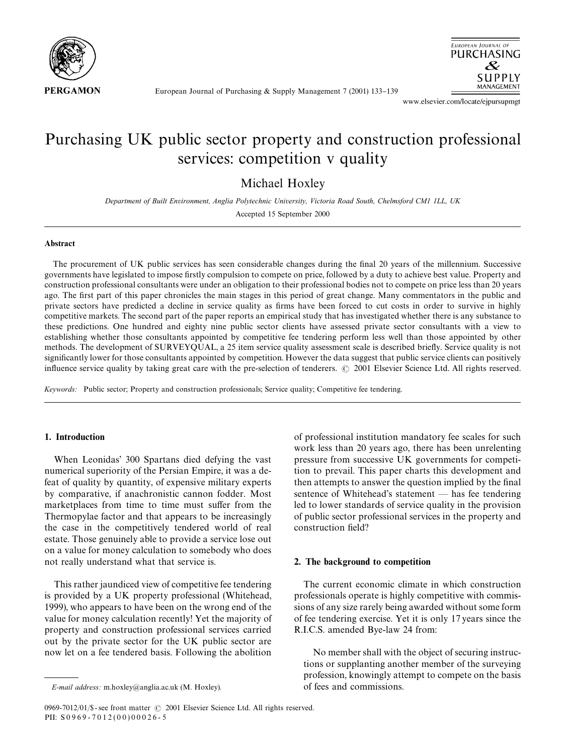# Purchasing UK public sector property and construction professional services: competition v quality

Michael Hoxley

*Department of Built Environment, Anglia Polytechnic University, Victoria Road South, Chelmsford CM1 1LL, UK*

Accepted 15 September 2000

## Abstract

The procurement of UK public services has seen considerable changes during the final 20 years of the millennium. Successive governments have legislated to impose firstly compulsion to compete on price, followed by a duty to achieve best value. Property and construction professional consultants were under an obligation to their professional bodies not to compete on price less than 20 years ago. The first part of this paper chronicles the main stages in this period of great change. Many commentators in the public and private sectors have predicted a decline in service quality as firms have been forced to cut costs in order to survive in highly competitive markets. The second part of the paper reports an empirical study that has investigated whether there is any substance to these predictions. One hundred and eighty nine public sector clients have assessed private sector consultants with a view to establishing whether those consultants appointed by competitive fee tendering perform less well than those appointed by other methods. The development of SURVEYQUAL, a 25 item service quality assessment scale is described briefly. Service quality is not significantly lower for those consultants appointed by competition. However the data suggest that public service clients can positively influence service quality by taking great care with the pre-selection of tenderers. © 2001 Elsevier Science Ltd. All rights reserved.

*Keywords:* Public sector; Property and construction professionals; Service quality; Competitive fee tendering.

## 1. Introduction

When Leonidas' 300 Spartans died defying the vast numerical superiority of the Persian Empire, it was a defeat of quality by quantity, of expensive military experts by comparative, if anachronistic cannon fodder. Most marketplaces from time to time must suffer from the Thermopylae factor and that appears to be increasingly the case in the competitively tendered world of real estate. Those genuinely able to provide a service lose out on a value for money calculation to somebody who does not really understand what that service is.

This rather jaundiced view of competitive fee tendering is provided by a UK property professional (Whitehead, 1999), who appears to have been on the wrong end of the value for money calculation recently! Yet the majority of property and construction professional services carried out by the private sector for the UK public sector are now let on a fee tendered basis. Following the abolition of professional institution mandatory fee scales for such work less than 20 years ago, there has been unrelenting pressure from successive UK governments for competition to prevail. This paper charts this development and then attempts to answer the question implied by the final sentence of Whitehead's statement — has fee tendering led to lower standards of service quality in the provision of public sector professional services in the property and construction field?

## 2. The background to competition

The current economic climate in which construction professionals operate is highly competitive with commissions of any size rarely being awarded without some form of fee tendering exercise. Yet it is only 17 years since the R.I.C.S. amended Bye-law 24 from:

> No member shall with the object of securing instructions or supplanting another member of the surveying profession, knowingly attempt to compete on the basis of fees and commissions.

*E-mail address:* m.hoxley@anglia.ac.uk (M. Hoxley).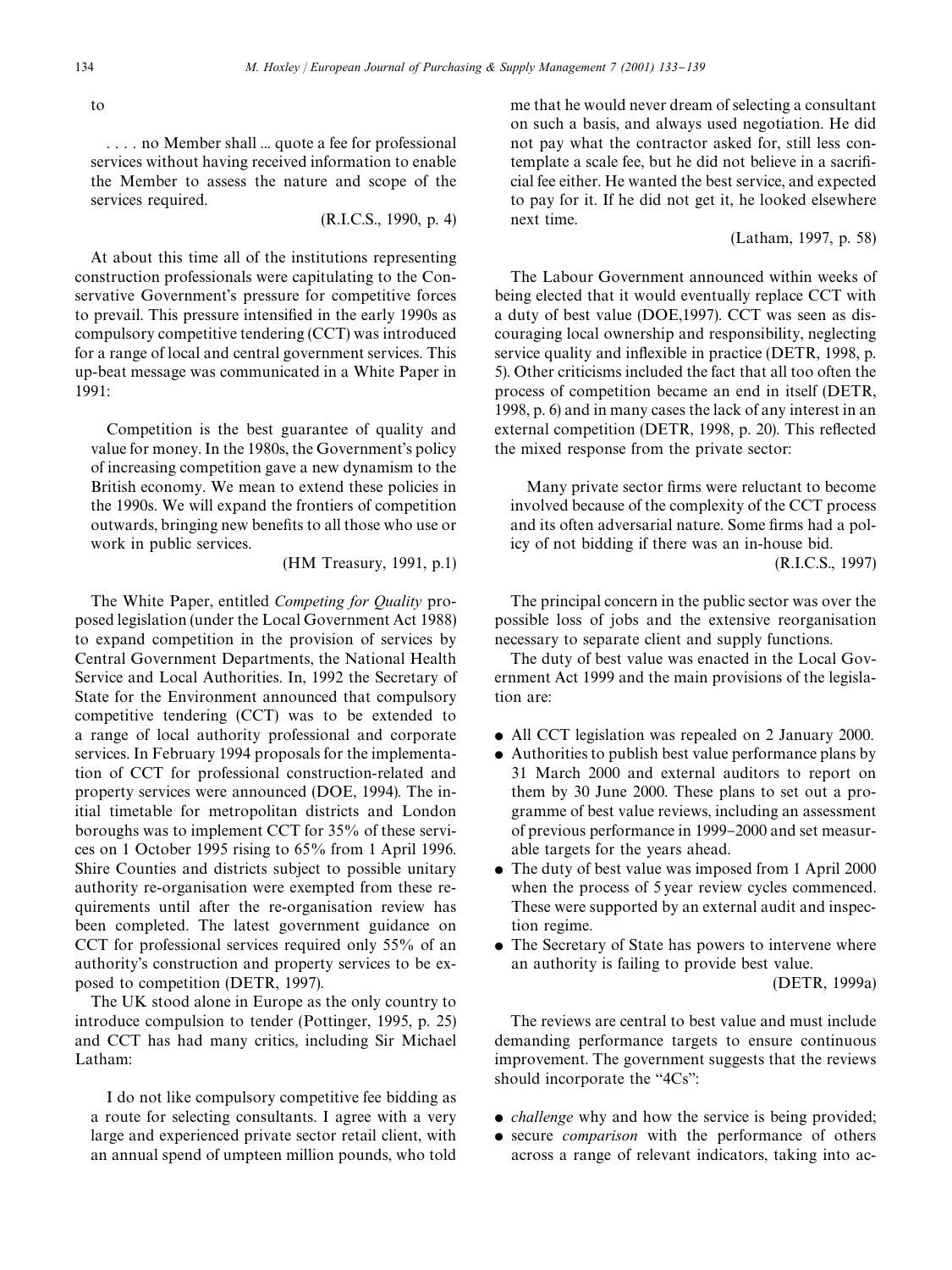to

> . . . . no Member shall ... quote a fee for professional services without having received information to enable the Member to assess the nature and scope of the services required.
>
> (R.I.C.S., 1990, p. 4)

At about this time all of the institutions representing construction professionals were capitulating to the Conservative Government's pressure for competitive forces to prevail. This pressure intensified in the early 1990s as compulsory competitive tendering (CCT) was introduced for a range of local and central government services. This up-beat message was communicated in a White Paper in 1991:

> Competition is the best guarantee of quality and value for money. In the 1980s, the Government's policy of increasing competition gave a new dynamism to the British economy. We mean to extend these policies in the 1990s. We will expand the frontiers of competition outwards, bringing new benefits to all those who use or work in public services.
>
> (HM Treasury, 1991, p.1)

The White Paper, entitled *Competing for Quality* proposed legislation (under the Local Government Act 1988) to expand competition in the provision of services by Central Government Departments, the National Health Service and Local Authorities. In, 1992 the Secretary of State for the Environment announced that compulsory competitive tendering (CCT) was to be extended to a range of local authority professional and corporate services. In February 1994 proposals for the implementation of CCT for professional construction-related and property services were announced (DOE, 1994). The initial timetable for metropolitan districts and London boroughs was to implement CCT for 35% of these services on 1 October 1995 rising to 65% from 1 April 1996. Shire Counties and districts subject to possible unitary authority re-organisation were exempted from these requirements until after the re-organisation review has been completed. The latest government guidance on CCT for professional services required only 55% of an authority's construction and property services to be exposed to competition (DETR, 1997).

The UK stood alone in Europe as the only country to introduce compulsion to tender (Pottinger, 1995, p. 25) and CCT has had many critics, including Sir Michael Latham:

> I do not like compulsory competitive fee bidding as a route for selecting consultants. I agree with a very large and experienced private sector retail client, with an annual spend of umpteen million pounds, who told me that he would never dream of selecting a consultant on such a basis, and always used negotiation. He did not pay what the contractor asked for, still less contemplate a scale fee, but he did not believe in a sacrificial fee either. He wanted the best service, and expected to pay for it. If he did not get it, he looked elsewhere next time.
>
> (Latham, 1997, p. 58)

The Labour Government announced within weeks of being elected that it would eventually replace CCT with a duty of best value (DOE,1997). CCT was seen as discouraging local ownership and responsibility, neglecting service quality and inflexible in practice (DETR, 1998, p. 5). Other criticisms included the fact that all too often the process of competition became an end in itself (DETR, 1998, p. 6) and in many cases the lack of any interest in an external competition (DETR, 1998, p. 20). This reflected the mixed response from the private sector:

> Many private sector firms were reluctant to become involved because of the complexity of the CCT process and its often adversarial nature. Some firms had a policy of not bidding if there was an in-house bid.
>
> (R.I.C.S., 1997)

The principal concern in the public sector was over the possible loss of jobs and the extensive reorganisation necessary to separate client and supply functions.

The duty of best value was enacted in the Local Government Act 1999 and the main provisions of the legislation are:

- All CCT legislation was repealed on 2 January 2000.
- Authorities to publish best value performance plans by 31 March 2000 and external auditors to report on them by 30 June 2000. These plans to set out a programme of best value reviews, including an assessment of previous performance in 1999–2000 and set measurable targets for the years ahead.
- The duty of best value was imposed from 1 April 2000 when the process of 5 year review cycles commenced. These were supported by an external audit and inspection regime.
- The Secretary of State has powers to intervene where an authority is failing to provide best value.

(DETR, 1999a)

The reviews are central to best value and must include demanding performance targets to ensure continuous improvement. The government suggests that the reviews should incorporate the "4Cs":

- *challenge* why and how the service is being provided;
- secure *comparison* with the performance of others across a range of relevant indicators, taking into ac-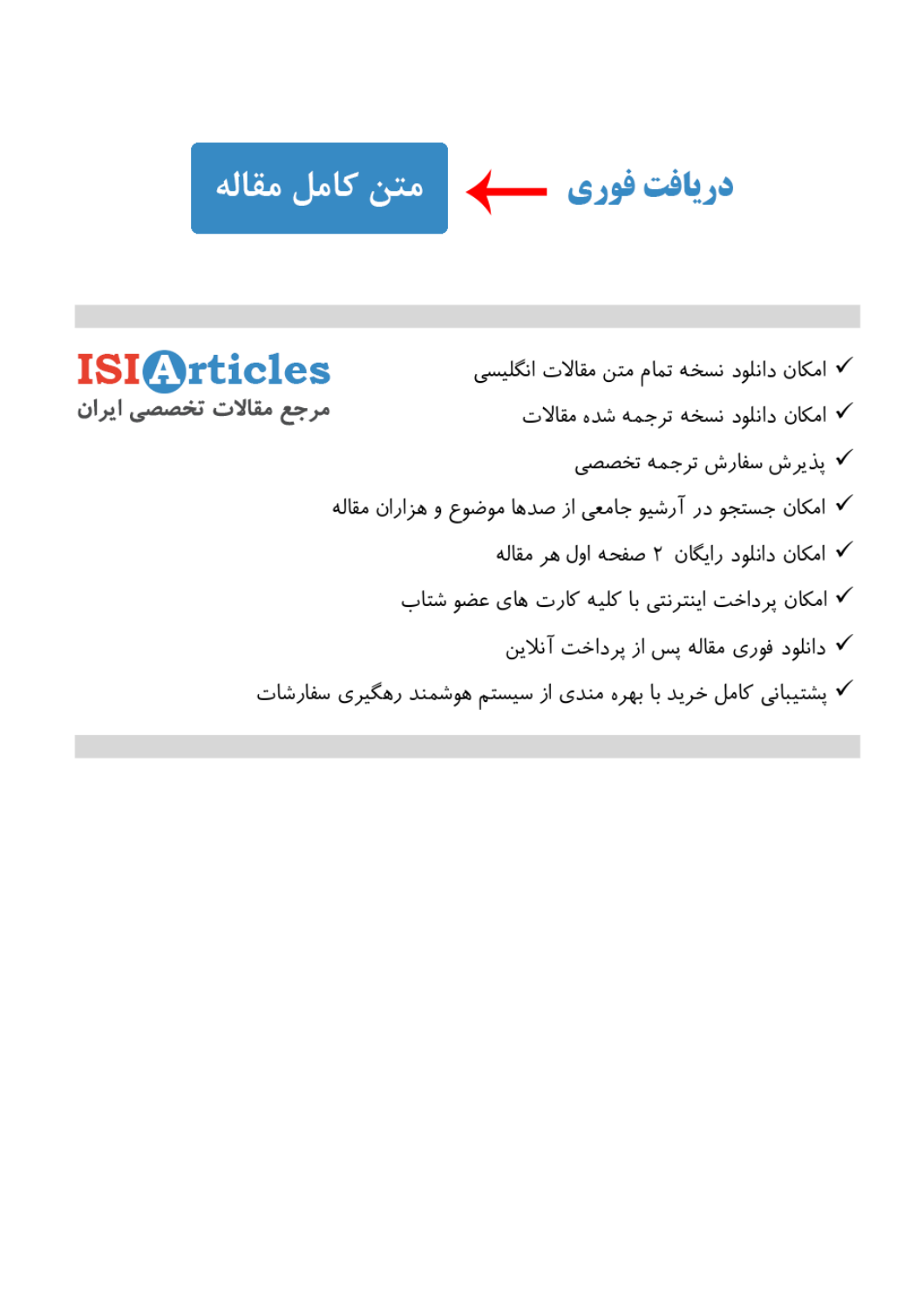دریافت فوری ← متن کامل مقاله

**ISIArticles**
مرجع مقالات تخصصی ایران

- ✓ امکان دانلود نسخه تمام متن مقالات انگلیسی
- ✓ امکان دانلود نسخه ترجمه شده مقالات
- ✓ پذیرش سفارش ترجمه تخصصی
- ✓ امکان جستجو در آرشیو جامعی از صدها موضوع و هزاران مقاله
- ✓ امکان دانلود رایگان ۲ صفحه اول هر مقاله
- ✓ امکان پرداخت اینترنتی با کلیه کارت های عضو شتاب
- ✓ دانلود فوری مقاله پس از پرداخت آنلاین
- ✓ پشتیبانی کامل خرید با بهره مندی از سیستم هوشمند رهگیری سفارشات